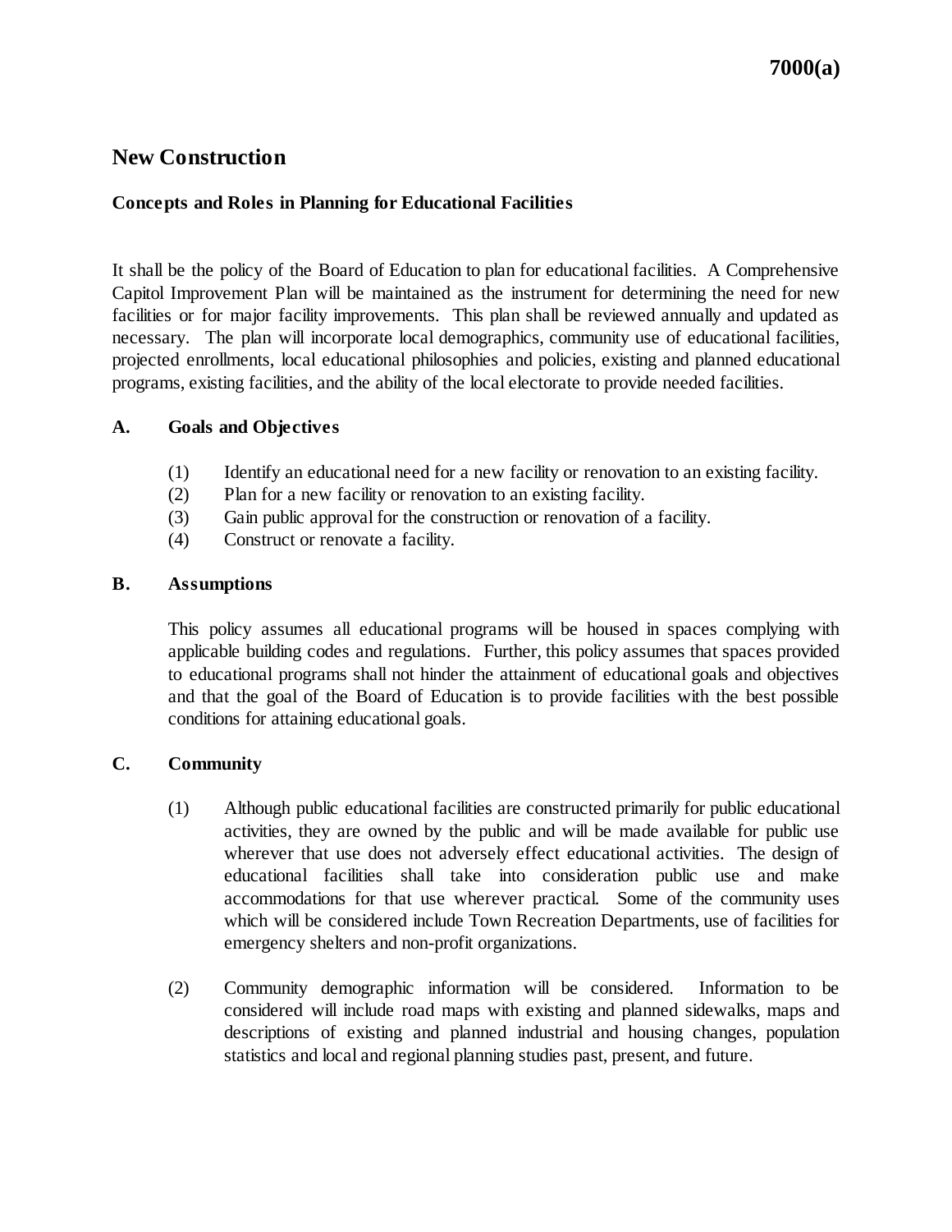# New Construction

### Concepts and Roles in Planning for Educational Facilities

It shall be the policy of the Board of Education to plan for educational facilities. A Comprehensive Capitol Improvement Plan will be maintained as the instrument for determining the need for new facilities or for major facility improvements. This plan shall be reviewed annually and updated as necessary. The plan will incorporate local demographics, community use of educational facilities, projected enrollments, local educational philosophies and policies, existing and planned educational programs, existing facilities, and the ability of the local electorate to provide needed facilities.

### A. Goals and Objectives

(1) Identify an educational need for a new facility or renovation to an existing facility.

(2) Plan for a new facility or renovation to an existing facility.

(3) Gain public approval for the construction or renovation of a facility.

(4) Construct or renovate a facility.

### B. Assumptions

This policy assumes all educational programs will be housed in spaces complying with applicable building codes and regulations. Further, this policy assumes that spaces provided to educational programs shall not hinder the attainment of educational goals and objectives and that the goal of the Board of Education is to provide facilities with the best possible conditions for attaining educational goals.

### C. Community

(1) Although public educational facilities are constructed primarily for public educational activities, they are owned by the public and will be made available for public use wherever that use does not adversely effect educational activities. The design of educational facilities shall take into consideration public use and make accommodations for that use wherever practical. Some of the community uses which will be considered include Town Recreation Departments, use of facilities for emergency shelters and non-profit organizations.

(2) Community demographic information will be considered. Information to be considered will include road maps with existing and planned sidewalks, maps and descriptions of existing and planned industrial and housing changes, population statistics and local and regional planning studies past, present, and future.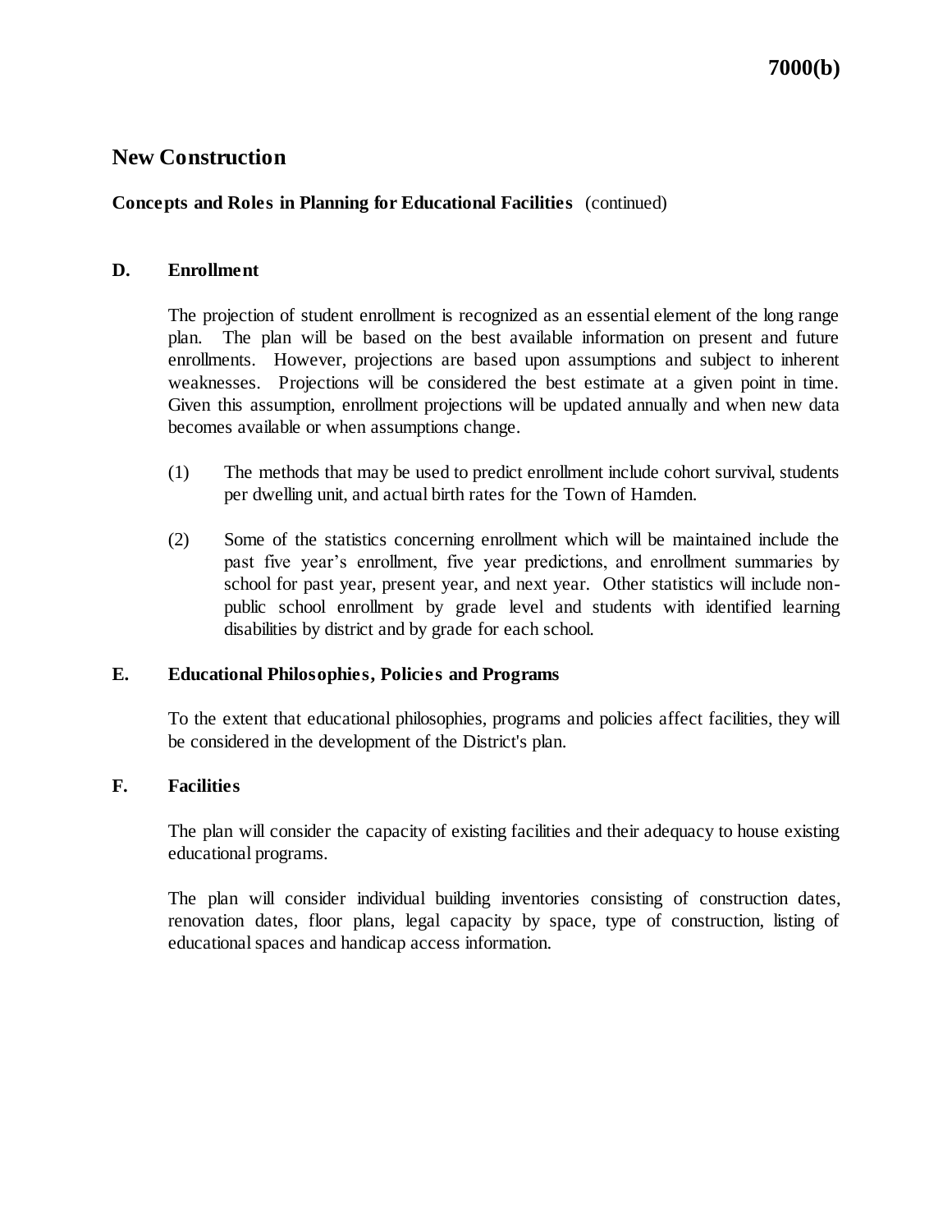## New Construction

**Concepts and Roles in Planning for Educational Facilities** (continued)

**D. Enrollment**

The projection of student enrollment is recognized as an essential element of the long range plan. The plan will be based on the best available information on present and future enrollments. However, projections are based upon assumptions and subject to inherent weaknesses. Projections will be considered the best estimate at a given point in time. Given this assumption, enrollment projections will be updated annually and when new data becomes available or when assumptions change.

(1) The methods that may be used to predict enrollment include cohort survival, students per dwelling unit, and actual birth rates for the Town of Hamden.

(2) Some of the statistics concerning enrollment which will be maintained include the past five year's enrollment, five year predictions, and enrollment summaries by school for past year, present year, and next year. Other statistics will include non-public school enrollment by grade level and students with identified learning disabilities by district and by grade for each school.

**E. Educational Philosophies, Policies and Programs**

To the extent that educational philosophies, programs and policies affect facilities, they will be considered in the development of the District's plan.

**F. Facilities**

The plan will consider the capacity of existing facilities and their adequacy to house existing educational programs.

The plan will consider individual building inventories consisting of construction dates, renovation dates, floor plans, legal capacity by space, type of construction, listing of educational spaces and handicap access information.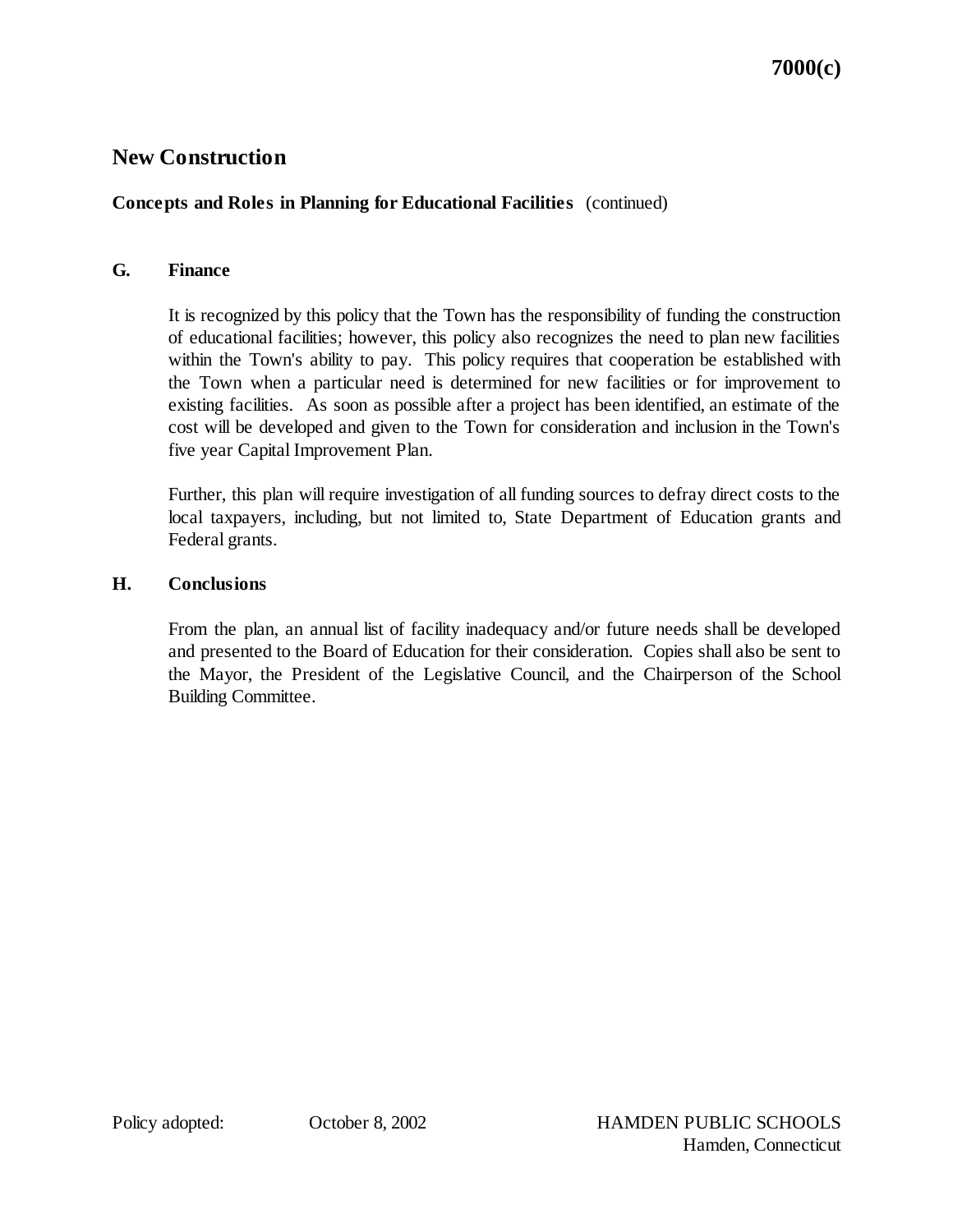**7000(c)**

## New Construction

**Concepts and Roles in Planning for Educational Facilities** (continued)

**G. Finance**

It is recognized by this policy that the Town has the responsibility of funding the construction of educational facilities; however, this policy also recognizes the need to plan new facilities within the Town's ability to pay. This policy requires that cooperation be established with the Town when a particular need is determined for new facilities or for improvement to existing facilities. As soon as possible after a project has been identified, an estimate of the cost will be developed and given to the Town for consideration and inclusion in the Town's five year Capital Improvement Plan.

Further, this plan will require investigation of all funding sources to defray direct costs to the local taxpayers, including, but not limited to, State Department of Education grants and Federal grants.

**H. Conclusions**

From the plan, an annual list of facility inadequacy and/or future needs shall be developed and presented to the Board of Education for their consideration. Copies shall also be sent to the Mayor, the President of the Legislative Council, and the Chairperson of the School Building Committee.

Policy adopted: October 8, 2002

HAMDEN PUBLIC SCHOOLS
Hamden, Connecticut